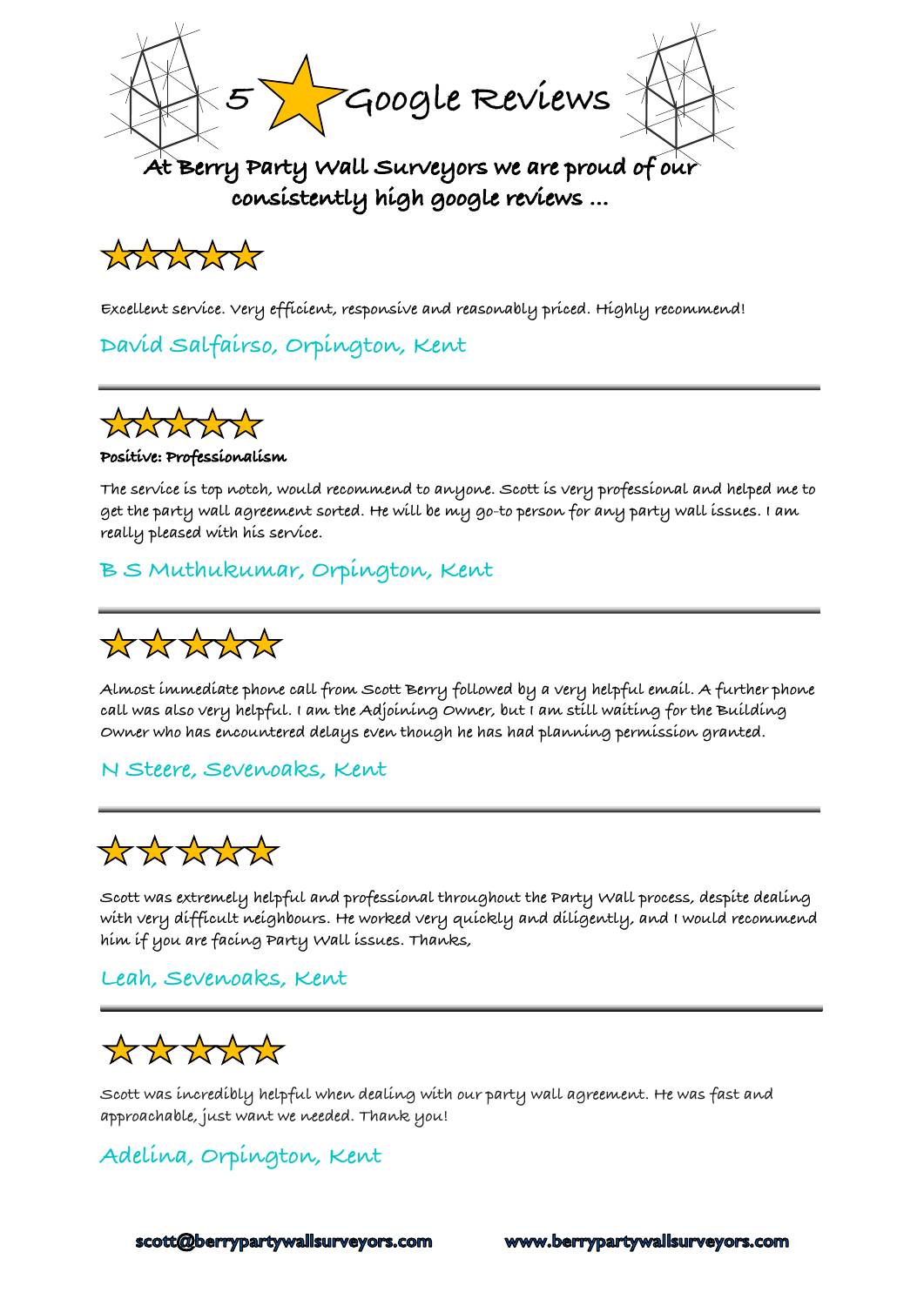# 5 ★ Google Reviews

**At Berry Party Wall Surveyors we are proud of our consistently high google reviews ...**

★★★★★

Excellent service. Very efficient, responsive and reasonably priced. Highly recommend!

David Salfairso, Orpington, Kent

---

★★★★★

**Positive: Professionalism**

The service is top notch, would recommend to anyone. Scott is very professional and helped me to get the party wall agreement sorted. He will be my go-to person for any party wall issues. I am really pleased with his service.

B S Muthukumar, Orpington, Kent

---

★★★★★

Almost immediate phone call from Scott Berry followed by a very helpful email. A further phone call was also very helpful. I am the Adjoining Owner, but I am still waiting for the Building Owner who has encountered delays even though he has had planning permission granted.

N Steere, Sevenoaks, Kent

---

★★★★★

Scott was extremely helpful and professional throughout the Party Wall process, despite dealing with very difficult neighbours. He worked very quickly and diligently, and I would recommend him if you are facing Party Wall issues. Thanks,

Leah, Sevenoaks, Kent

---

★★★★★

Scott was incredibly helpful when dealing with our party wall agreement. He was fast and approachable, just want we needed. Thank you!

Adelina, Orpington, Kent

**scott@berrypartywallsurveyors.com** **www.berrypartywallsurveyors.com**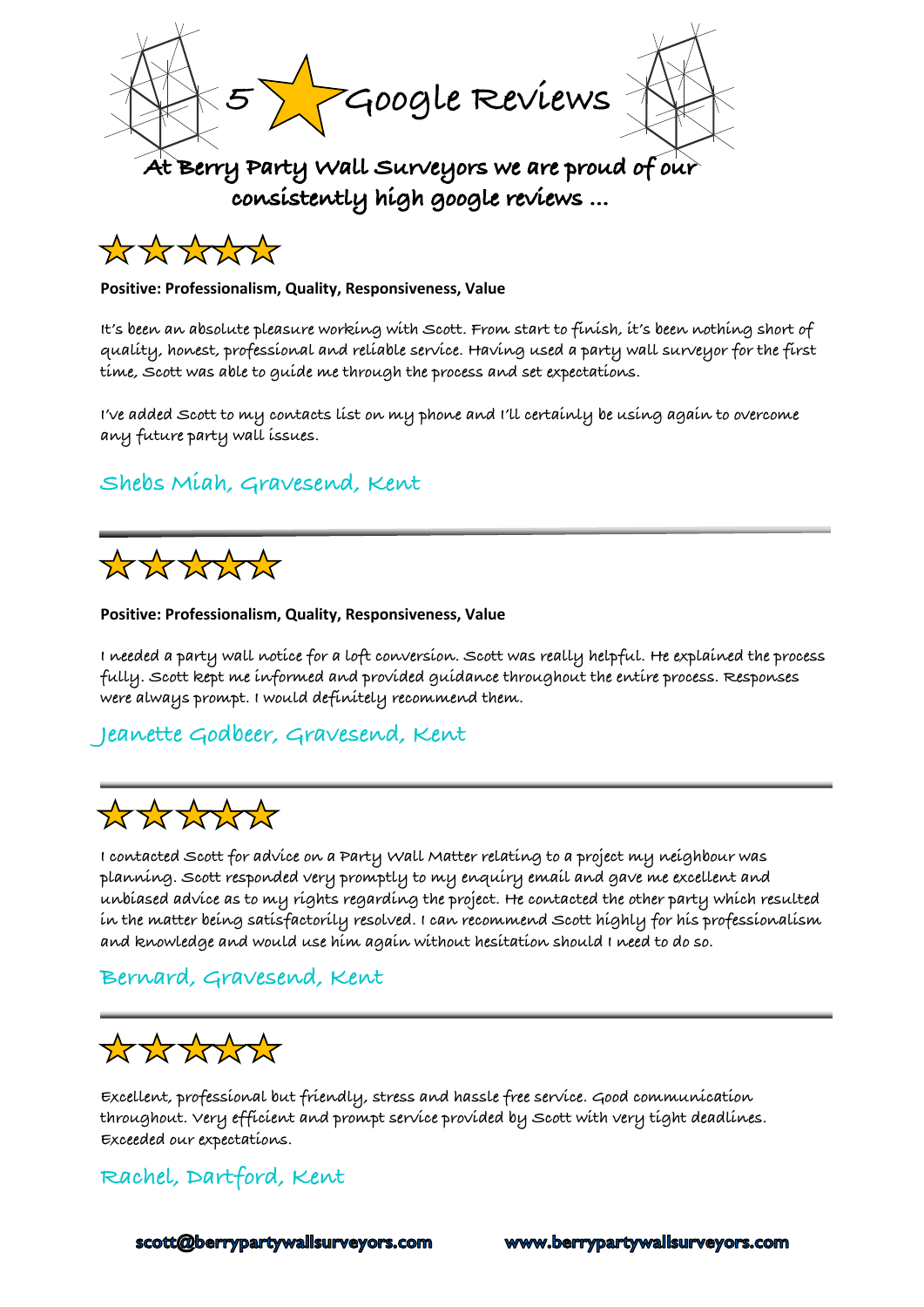# 5 ★ Google Reviews

## At Berry Party Wall Surveyors we are proud of our consistently high google reviews …

★★★★★

**Positive: Professionalism, Quality, Responsiveness, Value**

It's been an absolute pleasure working with Scott. From start to finish, it's been nothing short of quality, honest, professional and reliable service. Having used a party wall surveyor for the first time, Scott was able to guide me through the process and set expectations.

I've added Scott to my contacts list on my phone and I'll certainly be using again to overcome any future party wall issues.

Shebs Miah, Gravesend, Kent

---

★★★★★

**Positive: Professionalism, Quality, Responsiveness, Value**

I needed a party wall notice for a loft conversion. Scott was really helpful. He explained the process fully. Scott kept me informed and provided guidance throughout the entire process. Responses were always prompt. I would definitely recommend them.

Jeanette Godbeer, Gravesend, Kent

---

★★★★★

I contacted Scott for advice on a Party Wall Matter relating to a project my neighbour was planning. Scott responded very promptly to my enquiry email and gave me excellent and unbiased advice as to my rights regarding the project. He contacted the other party which resulted in the matter being satisfactorily resolved. I can recommend Scott highly for his professionalism and knowledge and would use him again without hesitation should I need to do so.

Bernard, Gravesend, Kent

---

★★★★★

Excellent, professional but friendly, stress and hassle free service. Good communication throughout. Very efficient and prompt service provided by Scott with very tight deadlines. Exceeded our expectations.

Rachel, Dartford, Kent

scott@berrypartywallsurveyors.com www.berrypartywallsurveyors.com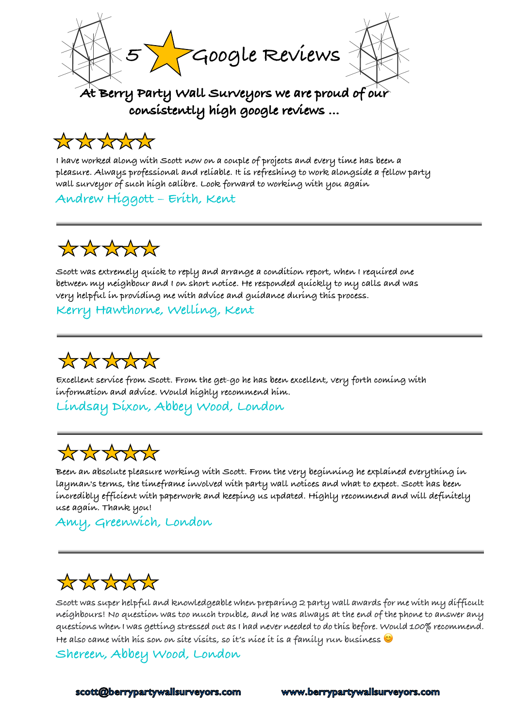# 5 ★ Google Reviews

**At Berry Party Wall Surveyors we are proud of our consistently high google reviews …**

★★★★★

I have worked along with Scott now on a couple of projects and every time has been a pleasure. Always professional and reliable. It is refreshing to work alongside a fellow party wall surveyor of such high calibre. Look forward to working with you again

Andrew Higgott – Erith, Kent

---

★★★★★

Scott was extremely quick to reply and arrange a condition report, when I required one between my neighbour and I on short notice. He responded quickly to my calls and was very helpful in providing me with advice and guidance during this process.

Kerry Hawthorne, Welling, Kent

---

★★★★★

Excellent service from Scott. From the get-go he has been excellent, very forth coming with information and advice. Would highly recommend him.

Lindsay Dixon, Abbey Wood, London

---

★★★★★

Been an absolute pleasure working with Scott. From the very beginning he explained everything in layman's terms, the timeframe involved with party wall notices and what to expect. Scott has been incredibly efficient with paperwork and keeping us updated. Highly recommend and will definitely use again. Thank you!

Amy, Greenwich, London

---

★★★★★

Scott was super helpful and knowledgeable when preparing 2 party wall awards for me with my difficult neighbours! No question was too much trouble, and he was always at the end of the phone to answer any questions when I was getting stressed out as I had never needed to do this before. Would 100% recommend. He also came with his son on site visits, so it's nice it is a family run business 😊

Shereen, Abbey Wood, London

**scott@berrypartywallsurveyors.com** **www.berrypartywallsurveyors.com**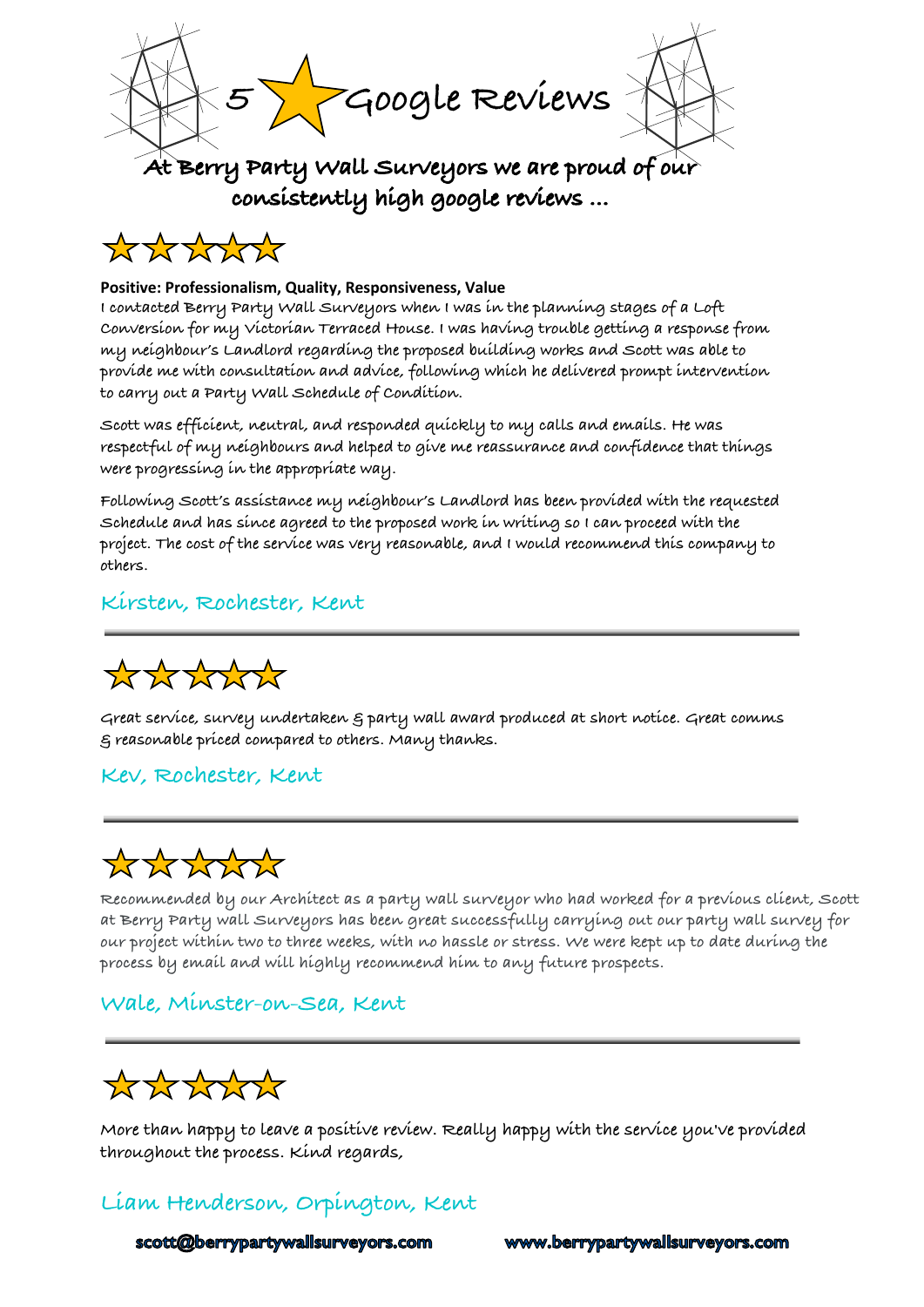# 5 ★ Google Reviews

## At Berry Party Wall Surveyors we are proud of our consistently high google reviews …

★★★★★

**Positive: Professionalism, Quality, Responsiveness, Value**

I contacted Berry Party Wall Surveyors when I was in the planning stages of a Loft Conversion for my Victorian Terraced House. I was having trouble getting a response from my neighbour's Landlord regarding the proposed building works and Scott was able to provide me with consultation and advice, following which he delivered prompt intervention to carry out a Party Wall Schedule of Condition.

Scott was efficient, neutral, and responded quickly to my calls and emails. He was respectful of my neighbours and helped to give me reassurance and confidence that things were progressing in the appropriate way.

Following Scott's assistance my neighbour's Landlord has been provided with the requested Schedule and has since agreed to the proposed work in writing so I can proceed with the project. The cost of the service was very reasonable, and I would recommend this company to others.

Kirsten, Rochester, Kent

---

★★★★★

Great service, survey undertaken & party wall award produced at short notice. Great comms & reasonable priced compared to others. Many thanks.

Kev, Rochester, Kent

---

★★★★★

Recommended by our Architect as a party wall surveyor who had worked for a previous client, Scott at Berry Party wall Surveyors has been great successfully carrying out our party wall survey for our project within two to three weeks, with no hassle or stress. We were kept up to date during the process by email and will highly recommend him to any future prospects.

Wale, Minster-on-Sea, Kent

---

★★★★★

More than happy to leave a positive review. Really happy with the service you've provided throughout the process. Kind regards,

Liam Henderson, Orpington, Kent

**scott@berrypartywallsurveyors.com** **www.berrypartywallsurveyors.com**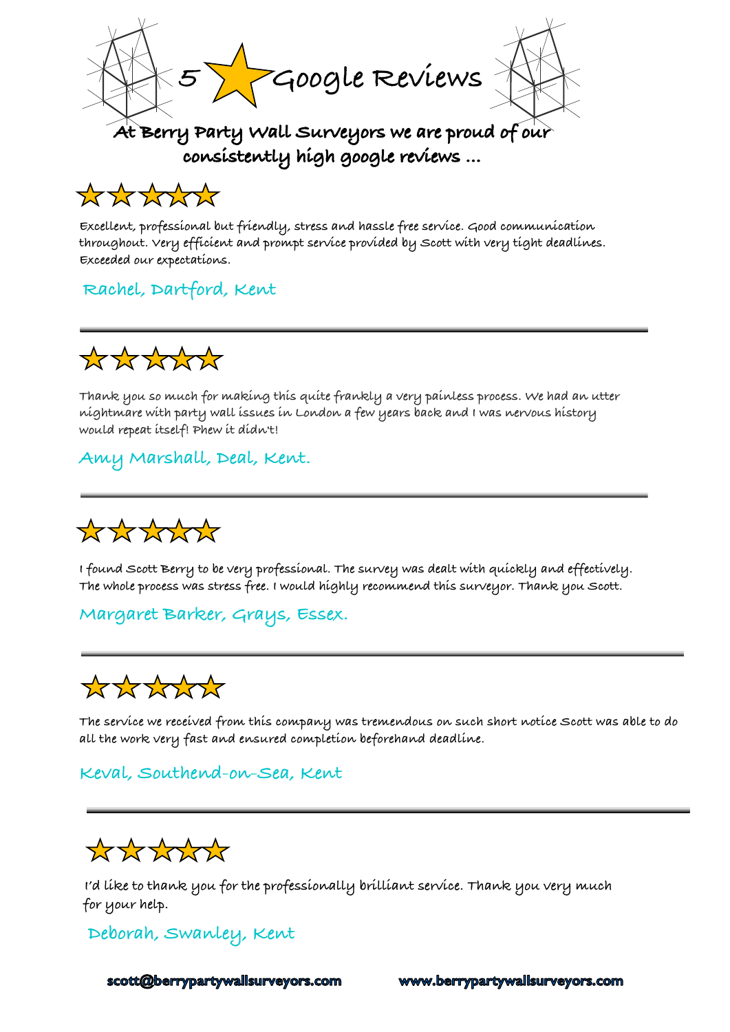# 5 ★ Google Reviews

**At Berry Party Wall Surveyors we are proud of our consistently high google reviews ...**

★★★★★

Excellent, professional but friendly, stress and hassle free service. Good communication throughout. Very efficient and prompt service provided by Scott with very tight deadlines. Exceeded our expectations.

Rachel, Dartford, Kent

---

★★★★★

Thank you so much for making this quite frankly a very painless process. We had an utter nightmare with party wall issues in London a few years back and I was nervous history would repeat itself! Phew it didn't!

Amy Marshall, Deal, Kent.

---

★★★★★

I found Scott Berry to be very professional. The survey was dealt with quickly and effectively. The whole process was stress free. I would highly recommend this surveyor. Thank you Scott.

Margaret Barker, Grays, Essex.

---

★★★★★

The service we received from this company was tremendous on such short notice Scott was able to do all the work very fast and ensured completion beforehand deadline.

Keval, Southend-on-Sea, Kent

---

★★★★★

I'd like to thank you for the professionally brilliant service. Thank you very much for your help.

Deborah, Swanley, Kent

**scott@berrypartywallsurveyors.com** **www.berrypartywallsurveyors.com**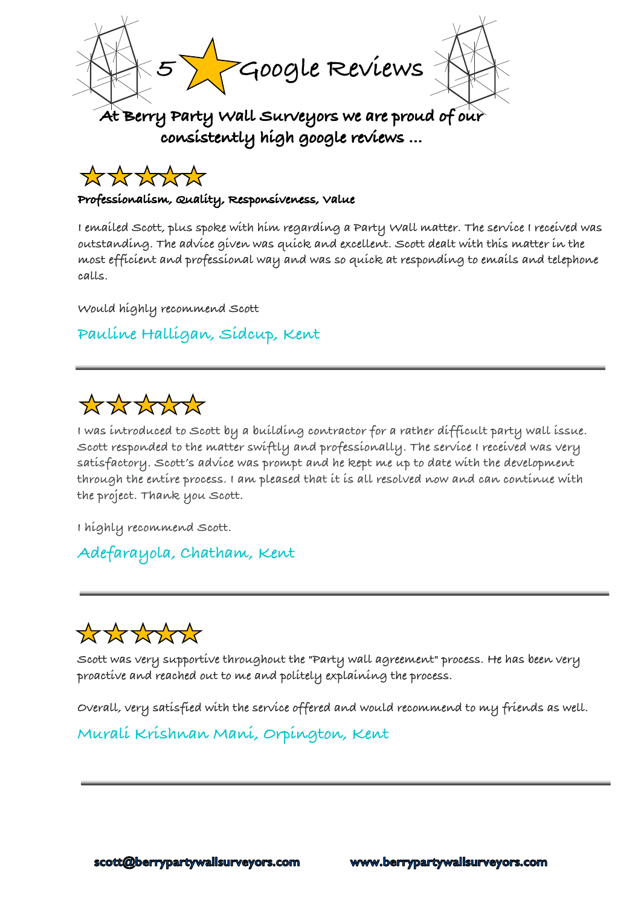# 5 ★ Google Reviews

**At Berry Party Wall Surveyors we are proud of our consistently high google reviews …**

★★★★★

**Professionalism, Quality, Responsiveness, Value**

I emailed Scott, plus spoke with him regarding a Party Wall matter. The service I received was outstanding. The advice given was quick and excellent. Scott dealt with this matter in the most efficient and professional way and was so quick at responding to emails and telephone calls.

Would highly recommend Scott

Pauline Halligan, Sidcup, Kent

---

★★★★★

I was introduced to Scott by a building contractor for a rather difficult party wall issue. Scott responded to the matter swiftly and professionally. The service I received was very satisfactory. Scott's advice was prompt and he kept me up to date with the development through the entire process. I am pleased that it is all resolved now and can continue with the project. Thank you Scott.

I highly recommend Scott.

Adefarayola, Chatham, Kent

---

★★★★★

Scott was very supportive throughout the "Party wall agreement" process. He has been very proactive and reached out to me and politely explaining the process.

Overall, very satisfied with the service offered and would recommend to my friends as well.

Murali Krishnan Mani, Orpington, Kent

---

**scott@berrypartywallsurveyors.com** **www.berrypartywallsurveyors.com**